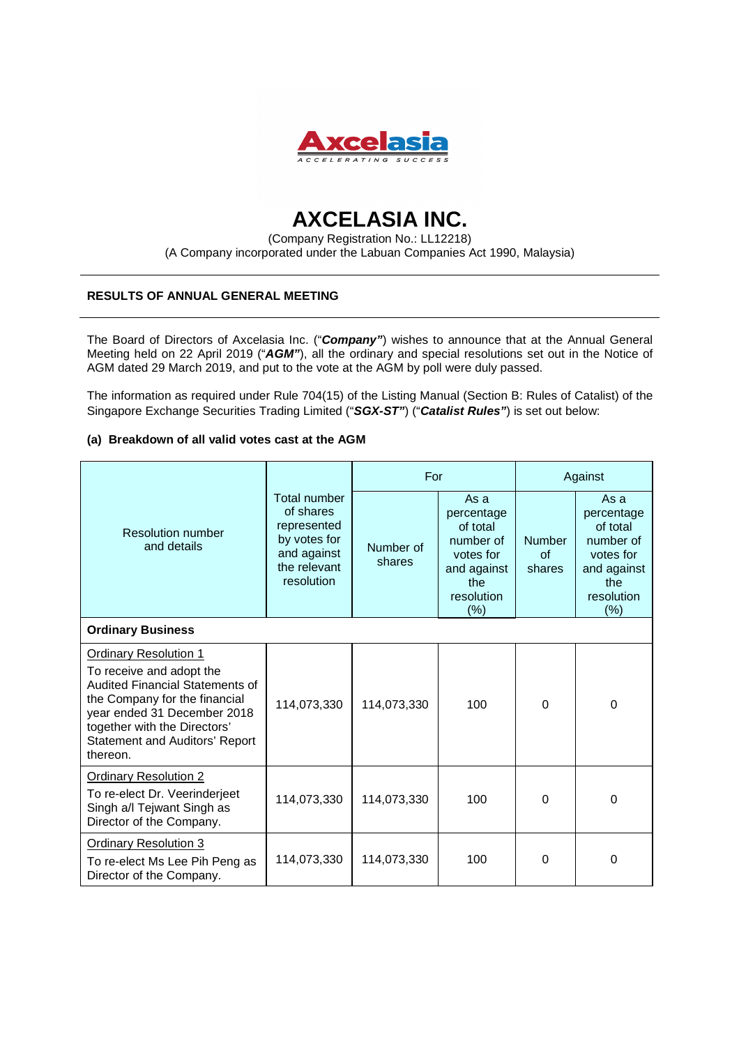# AXCELASIA INC.

(Company Registration No.: LL12218)
(A Company incorporated under the Labuan Companies Act 1990, Malaysia)

## RESULTS OF ANNUAL GENERAL MEETING

The Board of Directors of Axcelasia Inc. ("***Company***") wishes to announce that at the Annual General Meeting held on 22 April 2019 ("***AGM***"), all the ordinary and special resolutions set out in the Notice of AGM dated 29 March 2019, and put to the vote at the AGM by poll were duly passed.

The information as required under Rule 704(15) of the Listing Manual (Section B: Rules of Catalist) of the Singapore Exchange Securities Trading Limited ("***SGX-ST***") ("***Catalist Rules***") is set out below:

### (a) Breakdown of all valid votes cast at the AGM

| Resolution number and details | Total number of shares represented by votes for and against the relevant resolution | For | | Against | |
|---|---|---|---|---|---|
| | | Number of shares | As a percentage of total number of votes for and against the resolution (%) | Number of shares | As a percentage of total number of votes for and against the resolution (%) |
| **Ordinary Business** | | | | | |
| Ordinary Resolution 1<br>To receive and adopt the Audited Financial Statements of the Company for the financial year ended 31 December 2018 together with the Directors' Statement and Auditors' Report thereon. | 114,073,330 | 114,073,330 | 100 | 0 | 0 |
| Ordinary Resolution 2<br>To re-elect Dr. Veerinderjeet Singh a/l Tejwant Singh as Director of the Company. | 114,073,330 | 114,073,330 | 100 | 0 | 0 |
| Ordinary Resolution 3<br>To re-elect Ms Lee Pih Peng as Director of the Company. | 114,073,330 | 114,073,330 | 100 | 0 | 0 |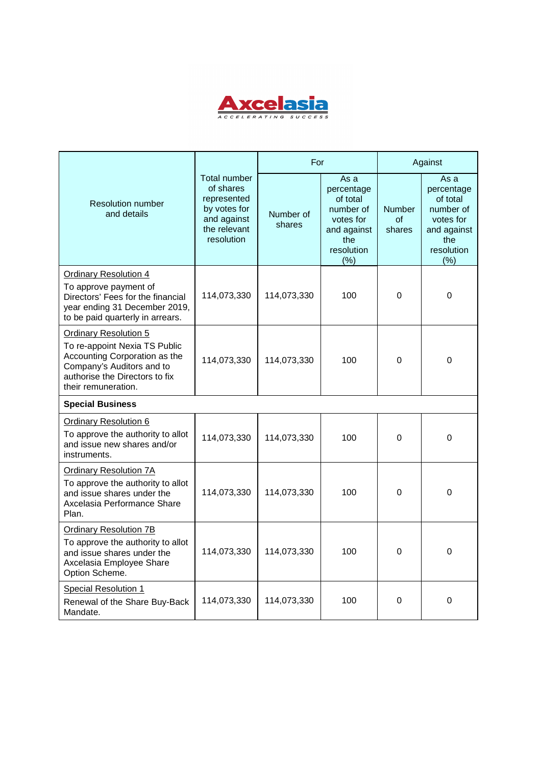**Axcelasia**

ACCELERATING SUCCESS

| Resolution number and details | Total number of shares represented by votes for and against the relevant resolution | For | | Against | |
|---|---|---|---|---|---|
| | | Number of shares | As a percentage of total number of votes for and against the resolution (%) | Number of shares | As a percentage of total number of votes for and against the resolution (%) |
| Ordinary Resolution 4<br>To approve payment of Directors' Fees for the financial year ending 31 December 2019, to be paid quarterly in arrears. | 114,073,330 | 114,073,330 | 100 | 0 | 0 |
| Ordinary Resolution 5<br>To re-appoint Nexia TS Public Accounting Corporation as the Company's Auditors and to authorise the Directors to fix their remuneration. | 114,073,330 | 114,073,330 | 100 | 0 | 0 |
| **Special Business** | | | | | |
| Ordinary Resolution 6<br>To approve the authority to allot and issue new shares and/or instruments. | 114,073,330 | 114,073,330 | 100 | 0 | 0 |
| Ordinary Resolution 7A<br>To approve the authority to allot and issue shares under the Axcelasia Performance Share Plan. | 114,073,330 | 114,073,330 | 100 | 0 | 0 |
| Ordinary Resolution 7B<br>To approve the authority to allot and issue shares under the Axcelasia Employee Share Option Scheme. | 114,073,330 | 114,073,330 | 100 | 0 | 0 |
| Special Resolution 1<br>Renewal of the Share Buy-Back Mandate. | 114,073,330 | 114,073,330 | 100 | 0 | 0 |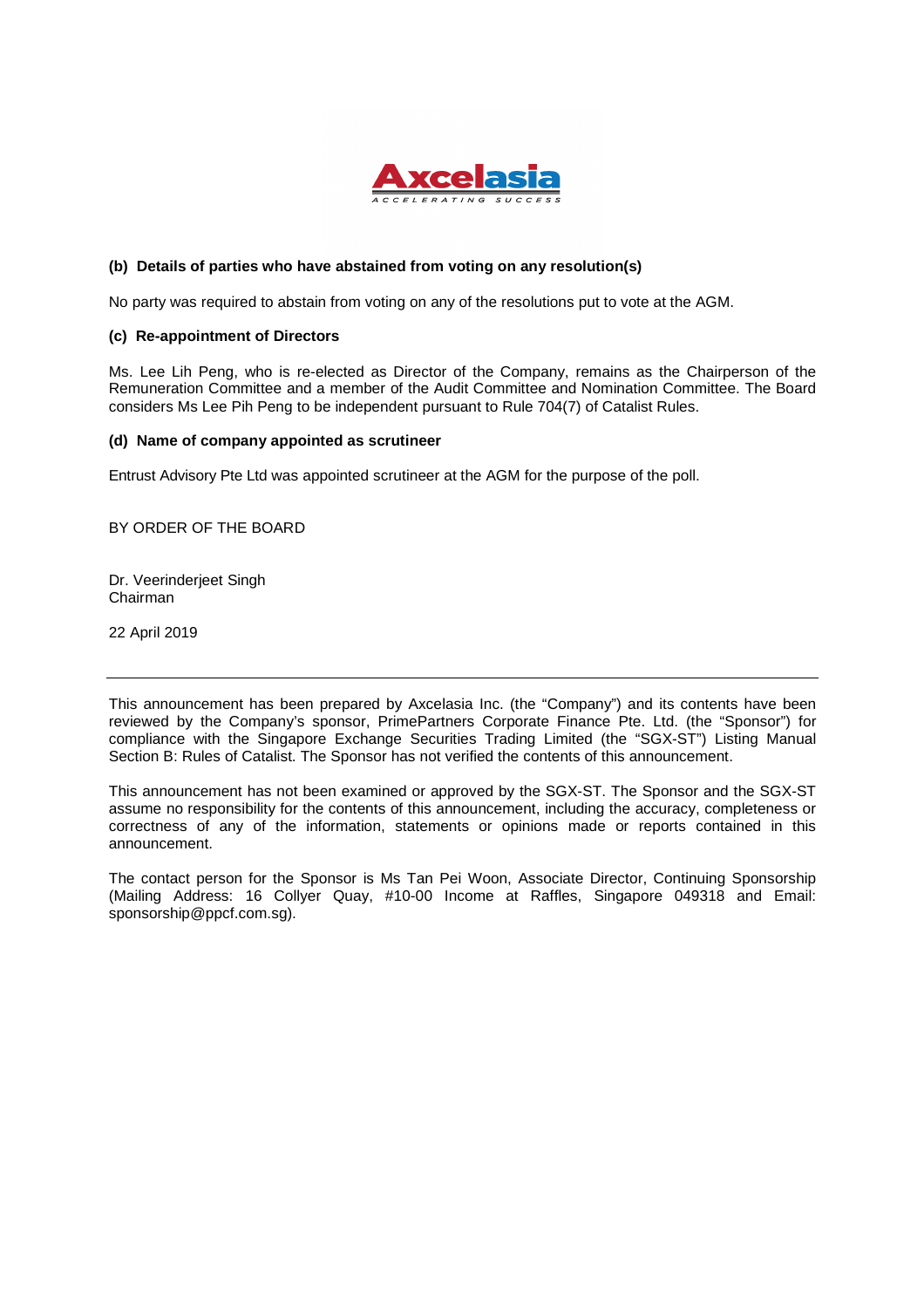**(b) Details of parties who have abstained from voting on any resolution(s)**

No party was required to abstain from voting on any of the resolutions put to vote at the AGM.

**(c) Re-appointment of Directors**

Ms. Lee Lih Peng, who is re-elected as Director of the Company, remains as the Chairperson of the Remuneration Committee and a member of the Audit Committee and Nomination Committee. The Board considers Ms Lee Pih Peng to be independent pursuant to Rule 704(7) of Catalist Rules.

**(d) Name of company appointed as scrutineer**

Entrust Advisory Pte Ltd was appointed scrutineer at the AGM for the purpose of the poll.

BY ORDER OF THE BOARD

Dr. Veerinderjeet Singh
Chairman

22 April 2019

---

This announcement has been prepared by Axcelasia Inc. (the "Company") and its contents have been reviewed by the Company's sponsor, PrimePartners Corporate Finance Pte. Ltd. (the "Sponsor") for compliance with the Singapore Exchange Securities Trading Limited (the "SGX-ST") Listing Manual Section B: Rules of Catalist. The Sponsor has not verified the contents of this announcement.

This announcement has not been examined or approved by the SGX-ST. The Sponsor and the SGX-ST assume no responsibility for the contents of this announcement, including the accuracy, completeness or correctness of any of the information, statements or opinions made or reports contained in this announcement.

The contact person for the Sponsor is Ms Tan Pei Woon, Associate Director, Continuing Sponsorship (Mailing Address: 16 Collyer Quay, #10-00 Income at Raffles, Singapore 049318 and Email: sponsorship@ppcf.com.sg).